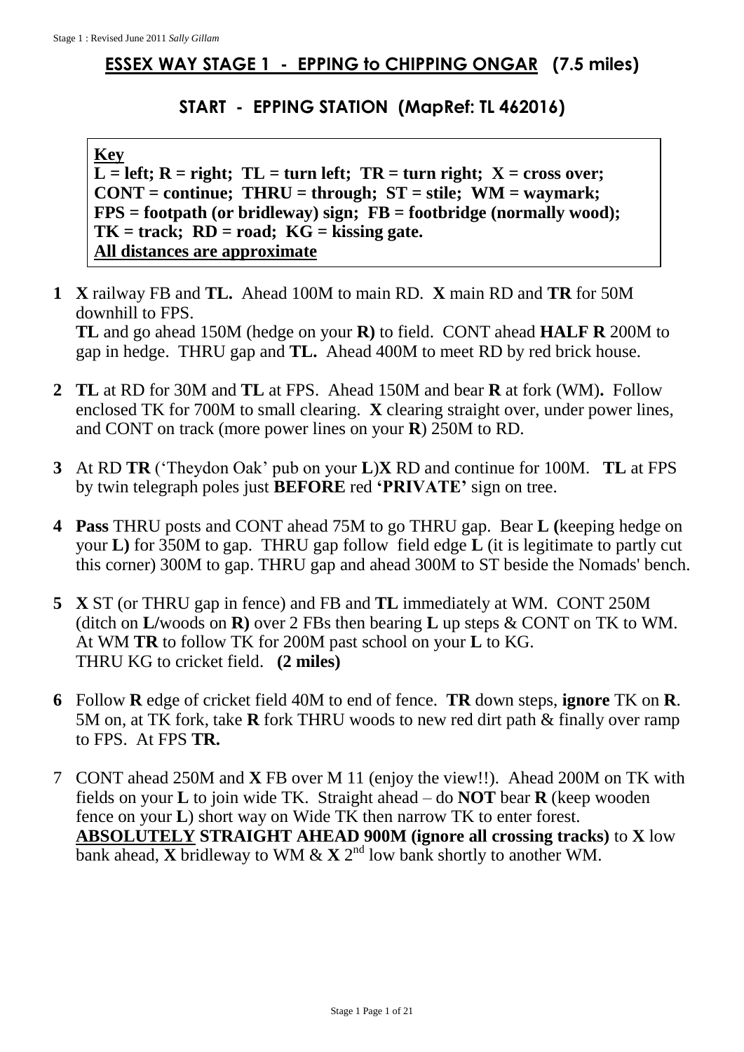# ESSEX WAY STAGE 1 - EPPING to CHIPPING ONGAR (7.5 miles)

## START - EPPING STATION (MapRef: TL 462016)

**Key**
**L = left; R = right; TL = turn left; TR = turn right; X = cross over; CONT = continue; THRU = through; ST = stile; WM = waymark; FPS = footpath (or bridleway) sign; FB = footbridge (normally wood); TK = track; RD = road; KG = kissing gate.**
**All distances are approximate**

**1** **X** railway FB and **TL.** Ahead 100M to main RD. **X** main RD and **TR** for 50M downhill to FPS.
**TL** and go ahead 150M (hedge on your **R)** to field. CONT ahead **HALF R** 200M to gap in hedge. THRU gap and **TL.** Ahead 400M to meet RD by red brick house.

**2** **TL** at RD for 30M and **TL** at FPS. Ahead 150M and bear **R** at fork (WM)**.** Follow enclosed TK for 700M to small clearing. **X** clearing straight over, under power lines, and CONT on track (more power lines on your **R**) 250M to RD.

**3** At RD **TR** ('Theydon Oak' pub on your **L**)**X** RD and continue for 100M. **TL** at FPS by twin telegraph poles just **BEFORE** red **'PRIVATE'** sign on tree.

**4** **Pass** THRU posts and CONT ahead 75M to go THRU gap. Bear **L (**keeping hedge on your **L)** for 350M to gap. THRU gap follow field edge **L** (it is legitimate to partly cut this corner) 300M to gap. THRU gap and ahead 300M to ST beside the Nomads' bench.

**5** **X** ST (or THRU gap in fence) and FB and **TL** immediately at WM. CONT 250M (ditch on **L/**woods on **R)** over 2 FBs then bearing **L** up steps & CONT on TK to WM. At WM **TR** to follow TK for 200M past school on your **L** to KG.
THRU KG to cricket field. **(2 miles)**

**6** Follow **R** edge of cricket field 40M to end of fence. **TR** down steps, **ignore** TK on **R**. 5M on, at TK fork, take **R** fork THRU woods to new red dirt path & finally over ramp to FPS. At FPS **TR.**

7 CONT ahead 250M and **X** FB over M 11 (enjoy the view!!). Ahead 200M on TK with fields on your **L** to join wide TK. Straight ahead – do **NOT** bear **R** (keep wooden fence on your **L**) short way on Wide TK then narrow TK to enter forest.
**ABSOLUTELY STRAIGHT AHEAD 900M (ignore all crossing tracks)** to **X** low bank ahead, **X** bridleway to WM & **X** 2nd low bank shortly to another WM.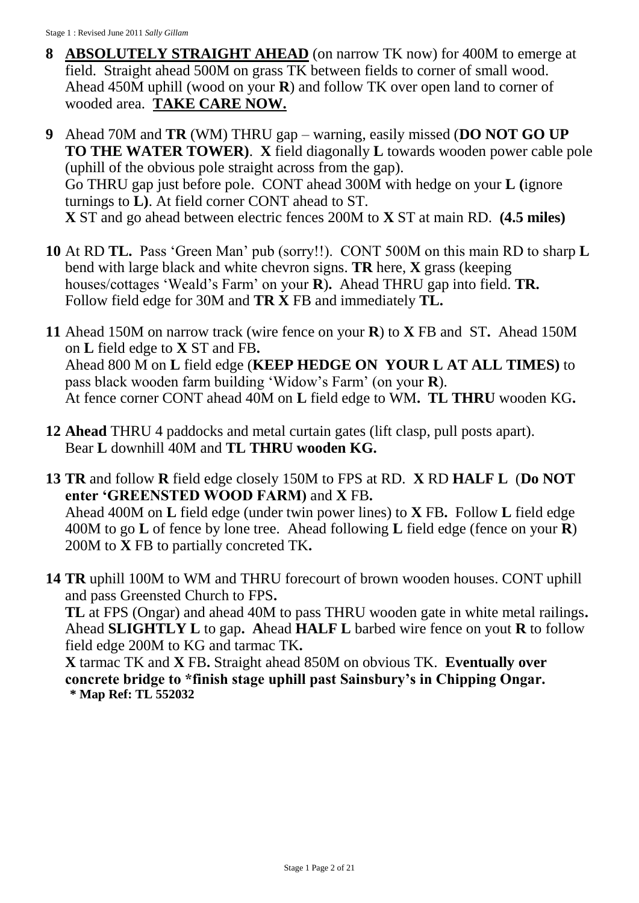**8** **ABSOLUTELY STRAIGHT AHEAD** (on narrow TK now) for 400M to emerge at field. Straight ahead 500M on grass TK between fields to corner of small wood. Ahead 450M uphill (wood on your **R**) and follow TK over open land to corner of wooded area. **TAKE CARE NOW.**

**9** Ahead 70M and **TR** (WM) THRU gap – warning, easily missed (**DO NOT GO UP TO THE WATER TOWER)**. **X** field diagonally **L** towards wooden power cable pole (uphill of the obvious pole straight across from the gap).
Go THRU gap just before pole. CONT ahead 300M with hedge on your **L** (ignore turnings to **L)**. At field corner CONT ahead to ST.
**X** ST and go ahead between electric fences 200M to **X** ST at main RD. **(4.5 miles)**

**10** At RD **TL.** Pass 'Green Man' pub (sorry!!). CONT 500M on this main RD to sharp **L** bend with large black and white chevron signs. **TR** here, **X** grass (keeping houses/cottages 'Weald's Farm' on your **R**). Ahead THRU gap into field. **TR.** Follow field edge for 30M and **TR X** FB and immediately **TL.**

**11** Ahead 150M on narrow track (wire fence on your **R**) to **X** FB and ST**.** Ahead 150M on **L** field edge to **X** ST and FB**.**
Ahead 800 M on **L** field edge (**KEEP HEDGE ON YOUR L AT ALL TIMES)** to pass black wooden farm building 'Widow's Farm' (on your **R**).
At fence corner CONT ahead 40M on **L** field edge to WM**. TL THRU** wooden KG**.**

**12** **Ahead** THRU 4 paddocks and metal curtain gates (lift clasp, pull posts apart). Bear **L** downhill 40M and **TL THRU wooden KG.**

**13** **TR** and follow **R** field edge closely 150M to FPS at RD. **X** RD **HALF L** (**Do NOT enter 'GREENSTED WOOD FARM)** and **X** FB**.**
Ahead 400M on **L** field edge (under twin power lines) to **X** FB**.** Follow **L** field edge 400M to go **L** of fence by lone tree. Ahead following **L** field edge (fence on your **R**) 200M to **X** FB to partially concreted TK**.**

**14** **TR** uphill 100M to WM and THRU forecourt of brown wooden houses. CONT uphill and pass Greensted Church to FPS**.**
**TL** at FPS (Ongar) and ahead 40M to pass THRU wooden gate in white metal railings**.** Ahead **SLIGHTLY L** to gap**. A**head **HALF L** barbed wire fence on yout **R** to follow field edge 200M to KG and tarmac TK**.**
**X** tarmac TK and **X** FB**.** Straight ahead 850M on obvious TK. **Eventually over concrete bridge to *finish stage uphill past Sainsbury's in Chipping Ongar.**
**\* Map Ref: TL 552032**